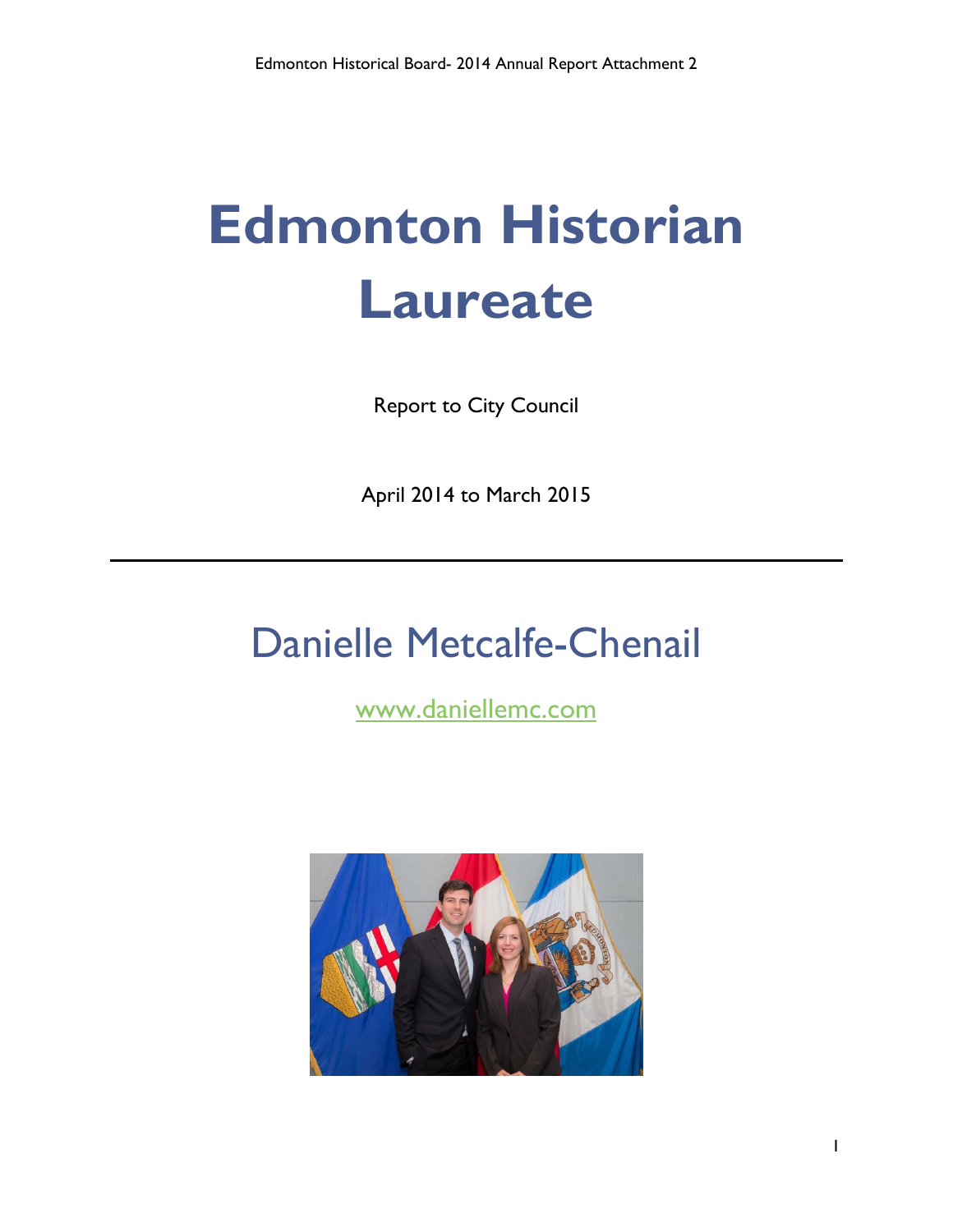# Edmonton Historian Laureate

Report to City Council

April 2014 to March 2015

---

## Danielle Metcalfe-Chenail

www.daniellemc.com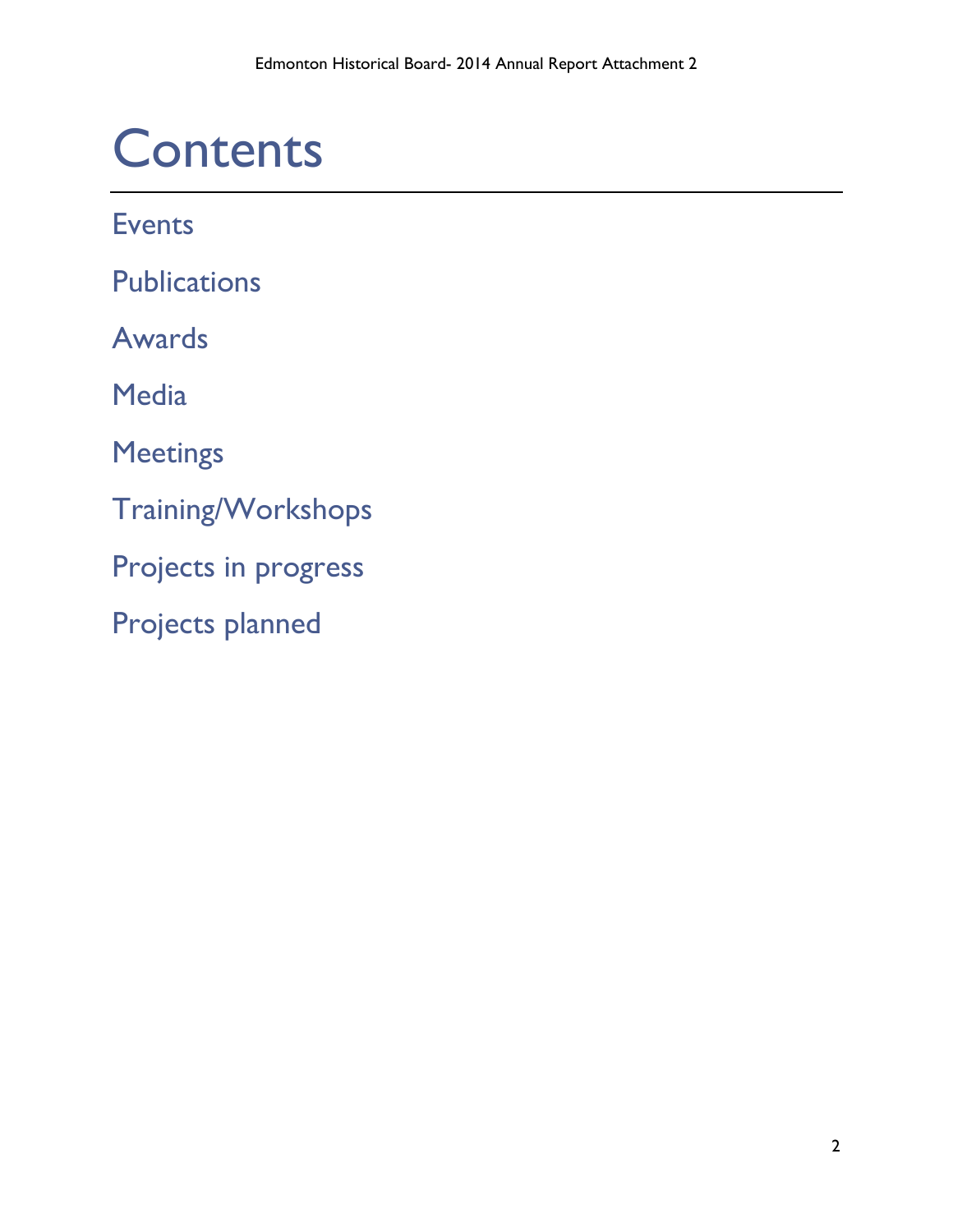# Contents

Events

Publications

Awards

Media

Meetings

Training/Workshops

Projects in progress

Projects planned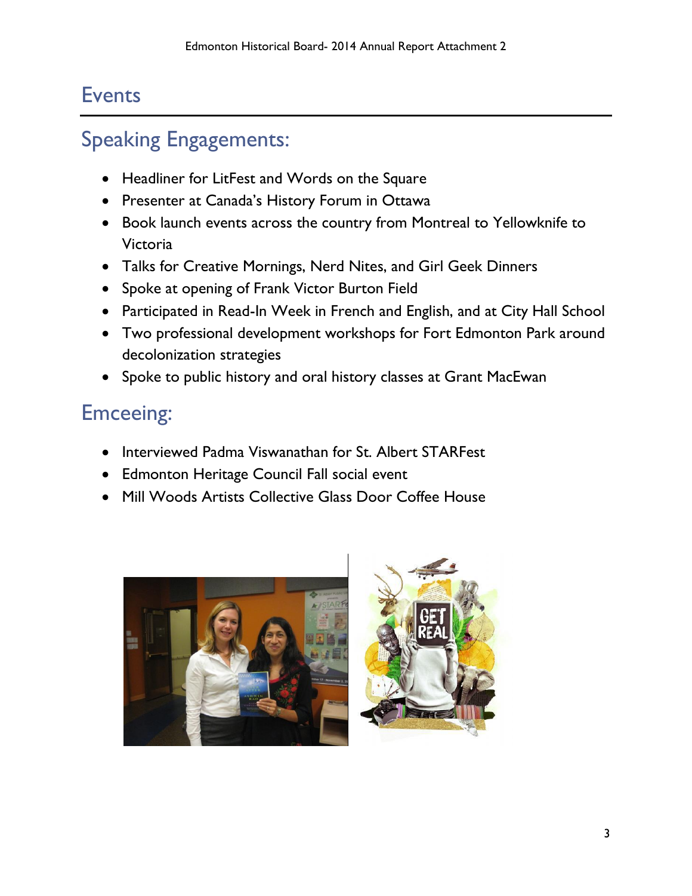# Events

## Speaking Engagements:

- Headliner for LitFest and Words on the Square
- Presenter at Canada's History Forum in Ottawa
- Book launch events across the country from Montreal to Yellowknife to Victoria
- Talks for Creative Mornings, Nerd Nites, and Girl Geek Dinners
- Spoke at opening of Frank Victor Burton Field
- Participated in Read-In Week in French and English, and at City Hall School
- Two professional development workshops for Fort Edmonton Park around decolonization strategies
- Spoke to public history and oral history classes at Grant MacEwan

## Emceeing:

- Interviewed Padma Viswanathan for St. Albert STARFest
- Edmonton Heritage Council Fall social event
- Mill Woods Artists Collective Glass Door Coffee House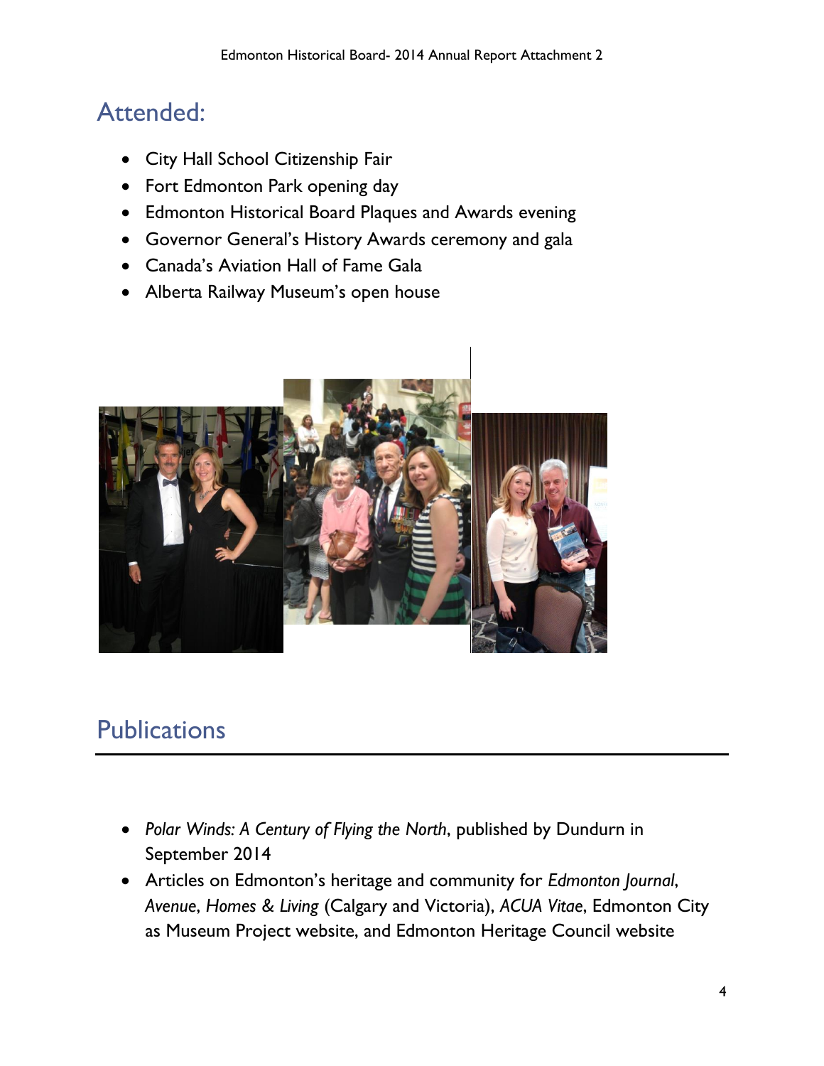## Attended:

- City Hall School Citizenship Fair
- Fort Edmonton Park opening day
- Edmonton Historical Board Plaques and Awards evening
- Governor General's History Awards ceremony and gala
- Canada's Aviation Hall of Fame Gala
- Alberta Railway Museum's open house

## Publications

- *Polar Winds: A Century of Flying the North*, published by Dundurn in September 2014
- Articles on Edmonton's heritage and community for *Edmonton Journal*, *Avenue*, *Homes & Living* (Calgary and Victoria), *ACUA Vitae*, Edmonton City as Museum Project website, and Edmonton Heritage Council website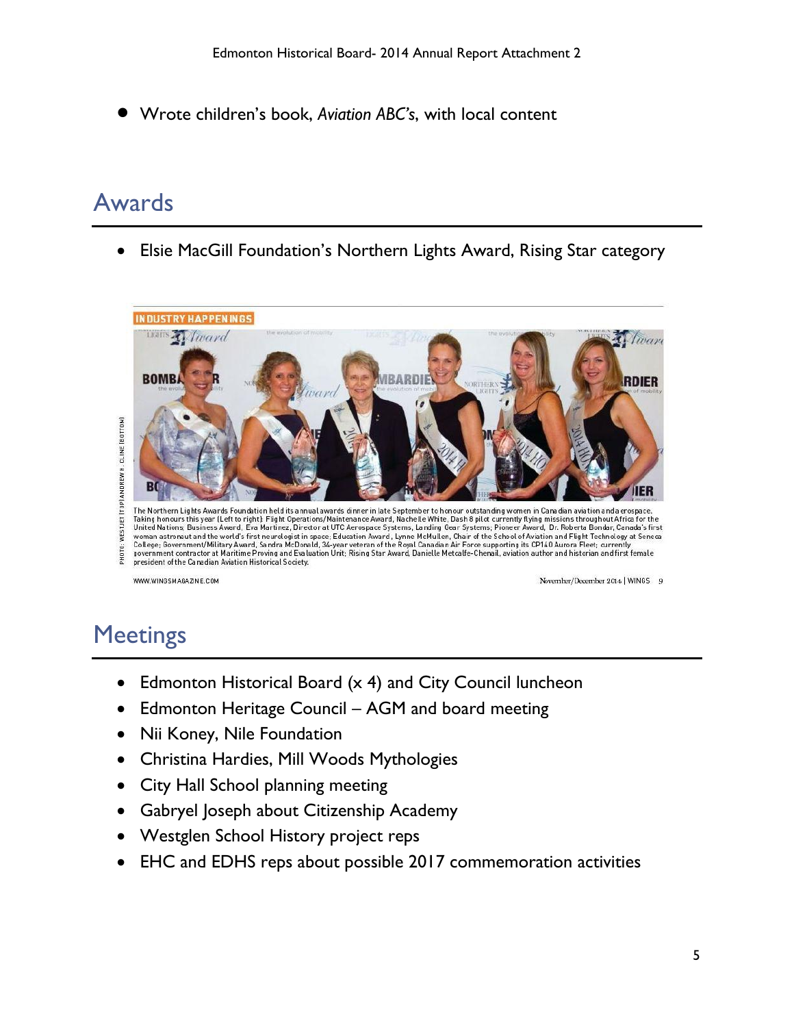- Wrote children's book, *Aviation ABC's*, with local content

## Awards

- Elsie MacGill Foundation's Northern Lights Award, Rising Star category

INDUSTRY HAPPENINGS

PHOTO: WESTJET (TOP) ANDREW H. CLINE (BOTTOM)

The Northern Lights Awards Foundation held its annual awards dinner in late September to honour outstanding women in Canadian aviation and aerospace. Taking honours this year (Left to right): Flight Operations/Maintenance Award, Nachelle White, Dash 8 pilot currently flying missions throughout Africa for the United Nations; Business Award, Eva Martinez, Director at UTC Aerospace Systems, Landing Gear Systems; Pioneer Award, Dr. Roberta Bondar, Canada's first woman astronaut and the world's first neurologist in space; Education Award, Lynne McMullen, Chair of the School of Aviation and Flight Technology at Seneca College; Government/Military Award, Sandra McDonald, 34-year veteran of the Royal Canadian Air Force supporting its CP140 Aurora Fleet; currently government contractor at Maritime Proving and Evaluation Unit; Rising Star Award, Danielle Metcalfe-Chenail, aviation author and historian and first female president of the Canadian Aviation Historical Society.

WWW.WINGSMAGAZINE.COM — November/December 2014 | WINGS 9

## Meetings

- Edmonton Historical Board (x 4) and City Council luncheon
- Edmonton Heritage Council – AGM and board meeting
- Nii Koney, Nile Foundation
- Christina Hardies, Mill Woods Mythologies
- City Hall School planning meeting
- Gabryel Joseph about Citizenship Academy
- Westglen School History project reps
- EHC and EDHS reps about possible 2017 commemoration activities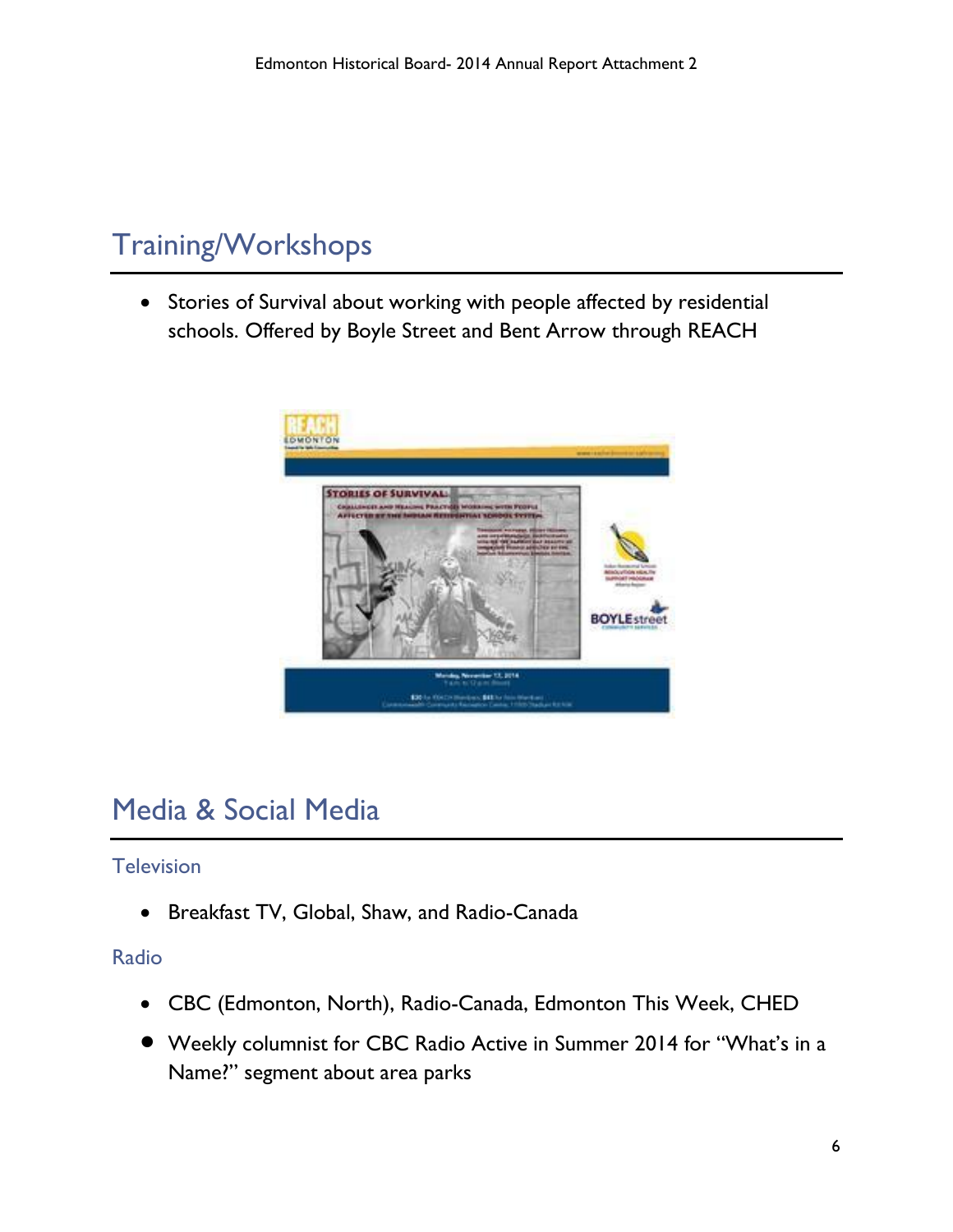## Training/Workshops

- Stories of Survival about working with people affected by residential schools. Offered by Boyle Street and Bent Arrow through REACH

## Media & Social Media

### Television

- Breakfast TV, Global, Shaw, and Radio-Canada

### Radio

- CBC (Edmonton, North), Radio-Canada, Edmonton This Week, CHED
- Weekly columnist for CBC Radio Active in Summer 2014 for "What's in a Name?" segment about area parks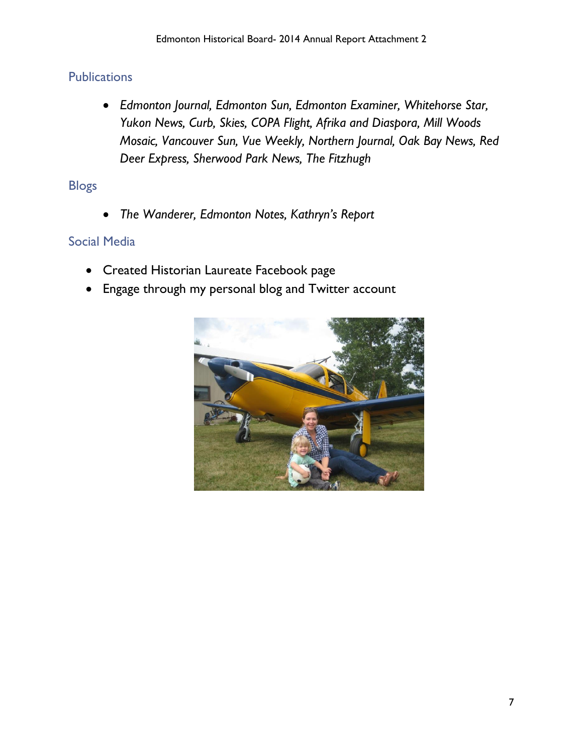## Publications

- *Edmonton Journal, Edmonton Sun, Edmonton Examiner, Whitehorse Star, Yukon News, Curb, Skies, COPA Flight, Afrika and Diaspora, Mill Woods Mosaic, Vancouver Sun, Vue Weekly, Northern Journal, Oak Bay News, Red Deer Express, Sherwood Park News, The Fitzhugh*

## Blogs

- *The Wanderer, Edmonton Notes, Kathryn's Report*

## Social Media

- Created Historian Laureate Facebook page
- Engage through my personal blog and Twitter account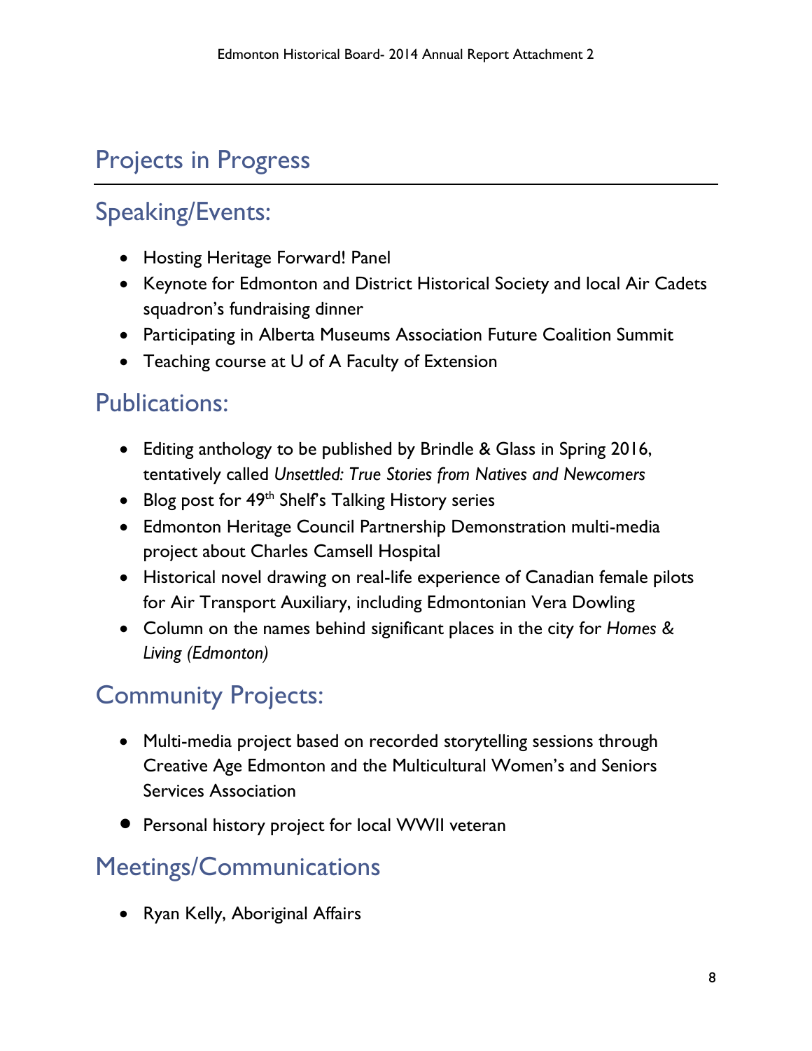# Projects in Progress

## Speaking/Events:

- Hosting Heritage Forward! Panel
- Keynote for Edmonton and District Historical Society and local Air Cadets squadron's fundraising dinner
- Participating in Alberta Museums Association Future Coalition Summit
- Teaching course at U of A Faculty of Extension

## Publications:

- Editing anthology to be published by Brindle & Glass in Spring 2016, tentatively called *Unsettled: True Stories from Natives and Newcomers*
- Blog post for 49th Shelf's Talking History series
- Edmonton Heritage Council Partnership Demonstration multi-media project about Charles Camsell Hospital
- Historical novel drawing on real-life experience of Canadian female pilots for Air Transport Auxiliary, including Edmontonian Vera Dowling
- Column on the names behind significant places in the city for *Homes & Living (Edmonton)*

## Community Projects:

- Multi-media project based on recorded storytelling sessions through Creative Age Edmonton and the Multicultural Women's and Seniors Services Association
- Personal history project for local WWII veteran

## Meetings/Communications

- Ryan Kelly, Aboriginal Affairs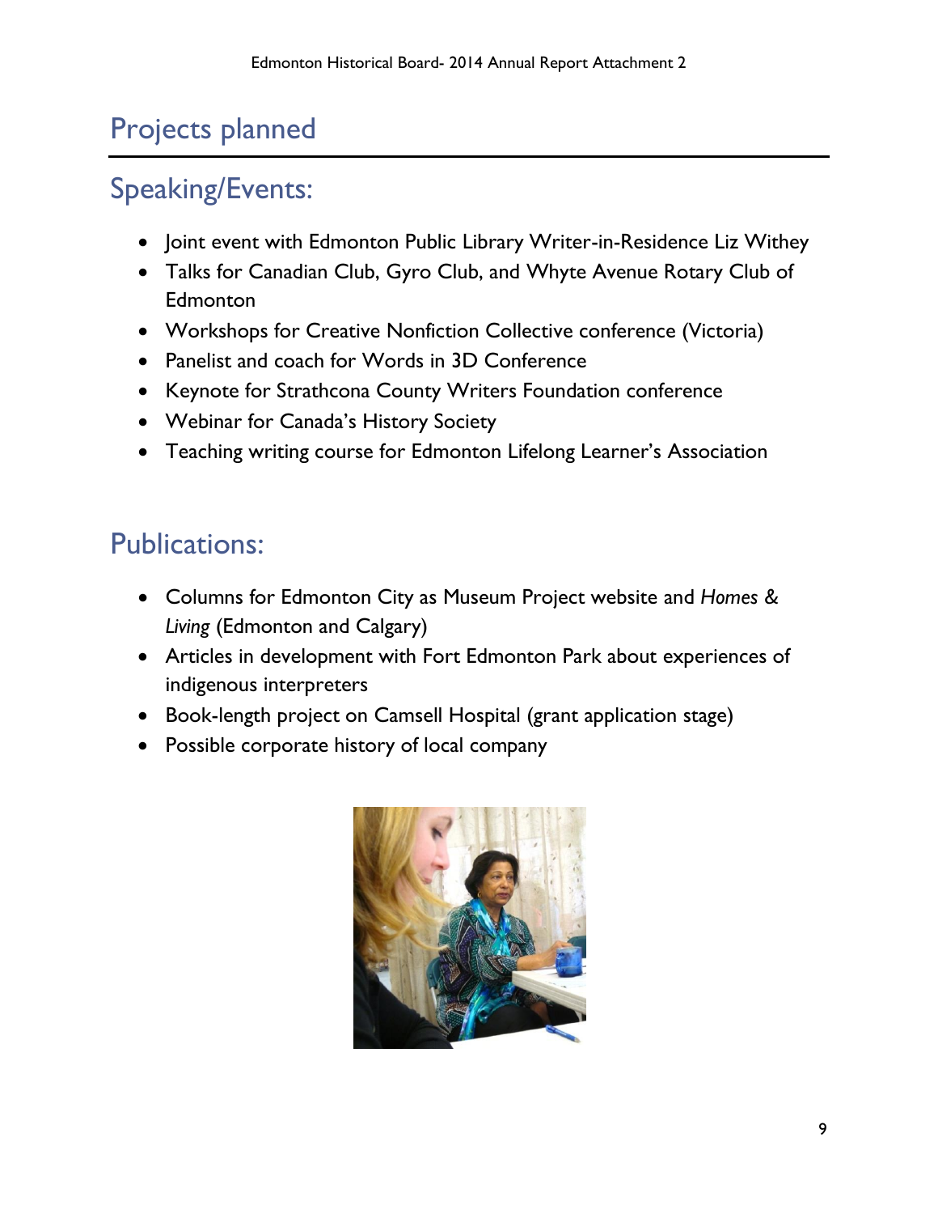# Projects planned

## Speaking/Events:

- Joint event with Edmonton Public Library Writer-in-Residence Liz Withey
- Talks for Canadian Club, Gyro Club, and Whyte Avenue Rotary Club of Edmonton
- Workshops for Creative Nonfiction Collective conference (Victoria)
- Panelist and coach for Words in 3D Conference
- Keynote for Strathcona County Writers Foundation conference
- Webinar for Canada's History Society
- Teaching writing course for Edmonton Lifelong Learner's Association

## Publications:

- Columns for Edmonton City as Museum Project website and *Homes & Living* (Edmonton and Calgary)
- Articles in development with Fort Edmonton Park about experiences of indigenous interpreters
- Book-length project on Camsell Hospital (grant application stage)
- Possible corporate history of local company